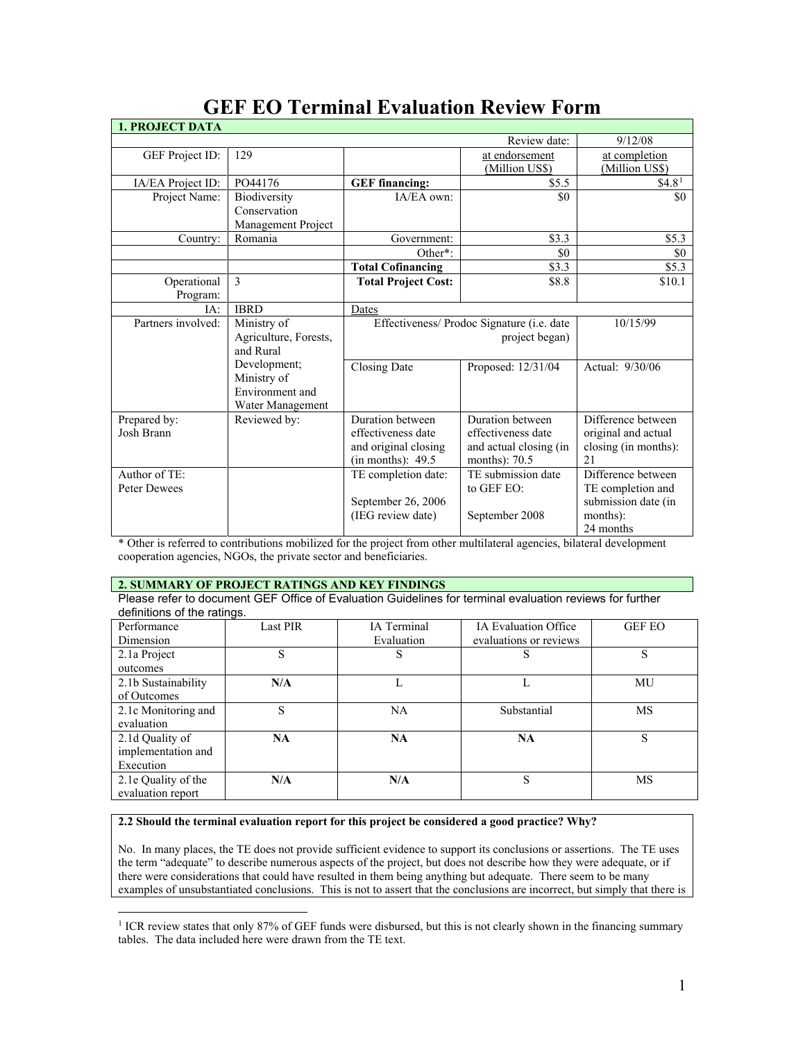# GEF EO Terminal Evaluation Review Form

| **1. PROJECT DATA** | | | | |
|---|---|---|---|---|
| | | | Review date: | 9/12/08 |
| GEF Project ID: | 129 | | at endorsement (Million US$) | at completion (Million US$) |
| IA/EA Project ID: | PO44176 | **GEF financing:** | $5.5 | $4.8[1] |
| Project Name: | Biodiversity Conservation Management Project | IA/EA own: | $0 | $0 |
| Country: | Romania | Government: | $3.3 | $5.3 |
| | | Other*: | $0 | $0 |
| | | **Total Cofinancing** | $3.3 | $5.3 |
| Operational Program: | 3 | **Total Project Cost:** | $8.8 | $10.1 |
| IA: | IBRD | Dates | | |
| Partners involved: | Ministry of Agriculture, Forests, and Rural Development; Ministry of Environment and Water Management | Effectiveness/ Prodoc Signature (i.e. date project began) | | 10/15/99 |
| | | Closing Date | Proposed: 12/31/04 | Actual: 9/30/06 |
| Prepared by: Josh Brann | Reviewed by: | Duration between effectiveness date and original closing (in months): 49.5 | Duration between effectiveness date and actual closing (in months): 70.5 | Difference between original and actual closing (in months): 21 |
| Author of TE: Peter Dewees | | TE completion date: September 26, 2006 (IEG review date) | TE submission date to GEF EO: September 2008 | Difference between TE completion and submission date (in months): 24 months |

\* Other is referred to contributions mobilized for the project from other multilateral agencies, bilateral development cooperation agencies, NGOs, the private sector and beneficiaries.

## 2. SUMMARY OF PROJECT RATINGS AND KEY FINDINGS

Please refer to document GEF Office of Evaluation Guidelines for terminal evaluation reviews for further definitions of the ratings.

| Performance Dimension | Last PIR | IA Terminal Evaluation | IA Evaluation Office evaluations or reviews | GEF EO |
|---|---|---|---|---|
| 2.1a Project outcomes | S | S | S | S |
| 2.1b Sustainability of Outcomes | **N/A** | L | L | MU |
| 2.1c Monitoring and evaluation | S | NA | Substantial | MS |
| 2.1d Quality of implementation and Execution | **NA** | **NA** | **NA** | S |
| 2.1e Quality of the evaluation report | **N/A** | **N/A** | S | MS |

**2.2 Should the terminal evaluation report for this project be considered a good practice? Why?**

No. In many places, the TE does not provide sufficient evidence to support its conclusions or assertions. The TE uses the term "adequate" to describe numerous aspects of the project, but does not describe how they were adequate, or if there were considerations that could have resulted in them being anything but adequate. There seem to be many examples of unsubstantiated conclusions. This is not to assert that the conclusions are incorrect, but simply that there is

[1] ICR review states that only 87% of GEF funds were disbursed, but this is not clearly shown in the financing summary tables. The data included here were drawn from the TE text.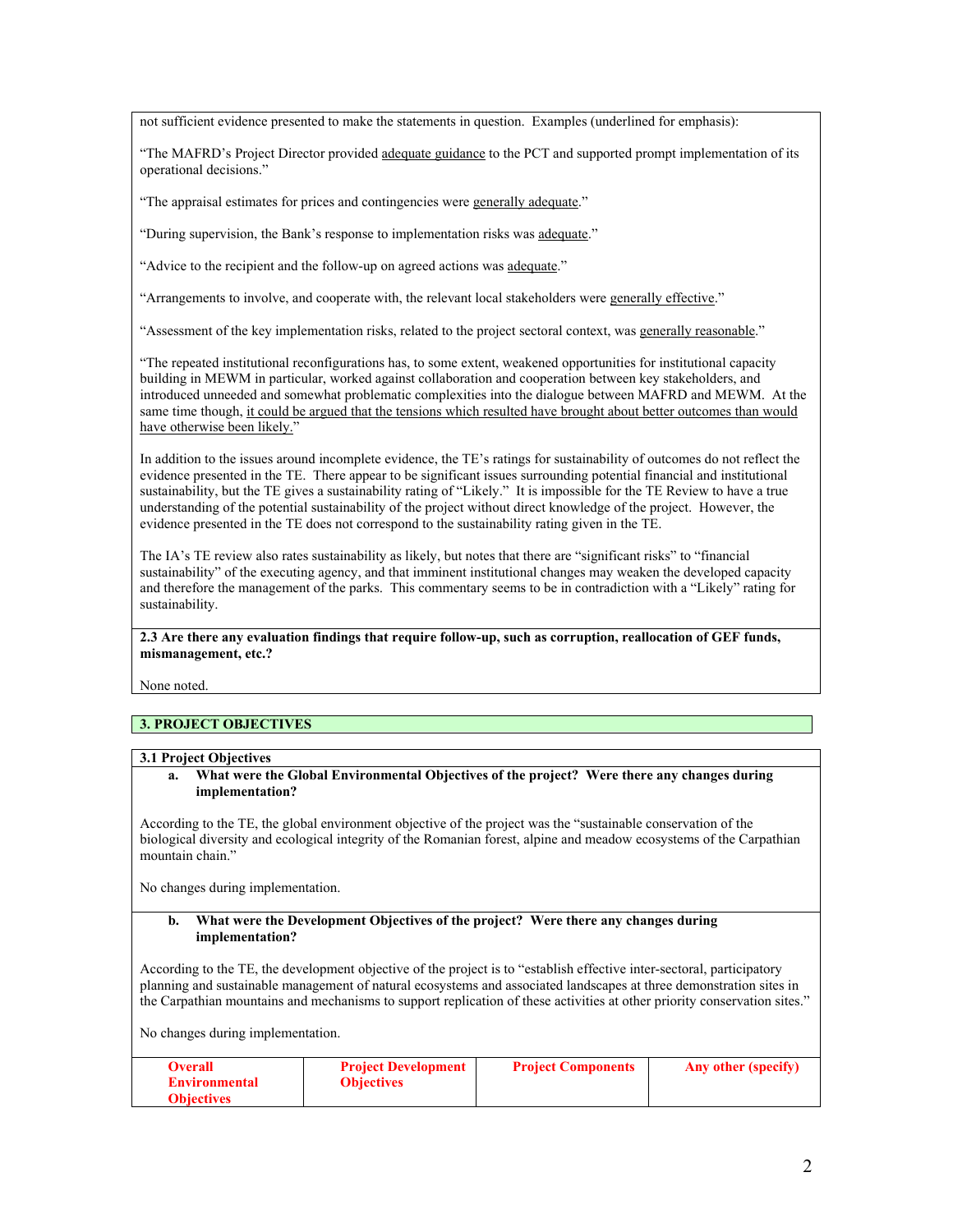not sufficient evidence presented to make the statements in question. Examples (underlined for emphasis):

"The MAFRD's Project Director provided adequate guidance to the PCT and supported prompt implementation of its operational decisions."

"The appraisal estimates for prices and contingencies were generally adequate."

"During supervision, the Bank's response to implementation risks was adequate."

"Advice to the recipient and the follow-up on agreed actions was adequate."

"Arrangements to involve, and cooperate with, the relevant local stakeholders were generally effective."

"Assessment of the key implementation risks, related to the project sectoral context, was generally reasonable."

"The repeated institutional reconfigurations has, to some extent, weakened opportunities for institutional capacity building in MEWM in particular, worked against collaboration and cooperation between key stakeholders, and introduced unneeded and somewhat problematic complexities into the dialogue between MAFRD and MEWM. At the same time though, it could be argued that the tensions which resulted have brought about better outcomes than would have otherwise been likely."

In addition to the issues around incomplete evidence, the TE's ratings for sustainability of outcomes do not reflect the evidence presented in the TE. There appear to be significant issues surrounding potential financial and institutional sustainability, but the TE gives a sustainability rating of "Likely." It is impossible for the TE Review to have a true understanding of the potential sustainability of the project without direct knowledge of the project. However, the evidence presented in the TE does not correspond to the sustainability rating given in the TE.

The IA's TE review also rates sustainability as likely, but notes that there are "significant risks" to "financial sustainability" of the executing agency, and that imminent institutional changes may weaken the developed capacity and therefore the management of the parks. This commentary seems to be in contradiction with a "Likely" rating for sustainability.

**2.3 Are there any evaluation findings that require follow-up, such as corruption, reallocation of GEF funds, mismanagement, etc.?**

None noted.

## 3. PROJECT OBJECTIVES

### 3.1 Project Objectives

**a. What were the Global Environmental Objectives of the project? Were there any changes during implementation?**

According to the TE, the global environment objective of the project was the "sustainable conservation of the biological diversity and ecological integrity of the Romanian forest, alpine and meadow ecosystems of the Carpathian mountain chain."

No changes during implementation.

**b. What were the Development Objectives of the project? Were there any changes during implementation?**

According to the TE, the development objective of the project is to "establish effective inter-sectoral, participatory planning and sustainable management of natural ecosystems and associated landscapes at three demonstration sites in the Carpathian mountains and mechanisms to support replication of these activities at other priority conservation sites."

No changes during implementation.

| Overall Environmental Objectives | Project Development Objectives | Project Components | Any other (specify) |
|---|---|---|---|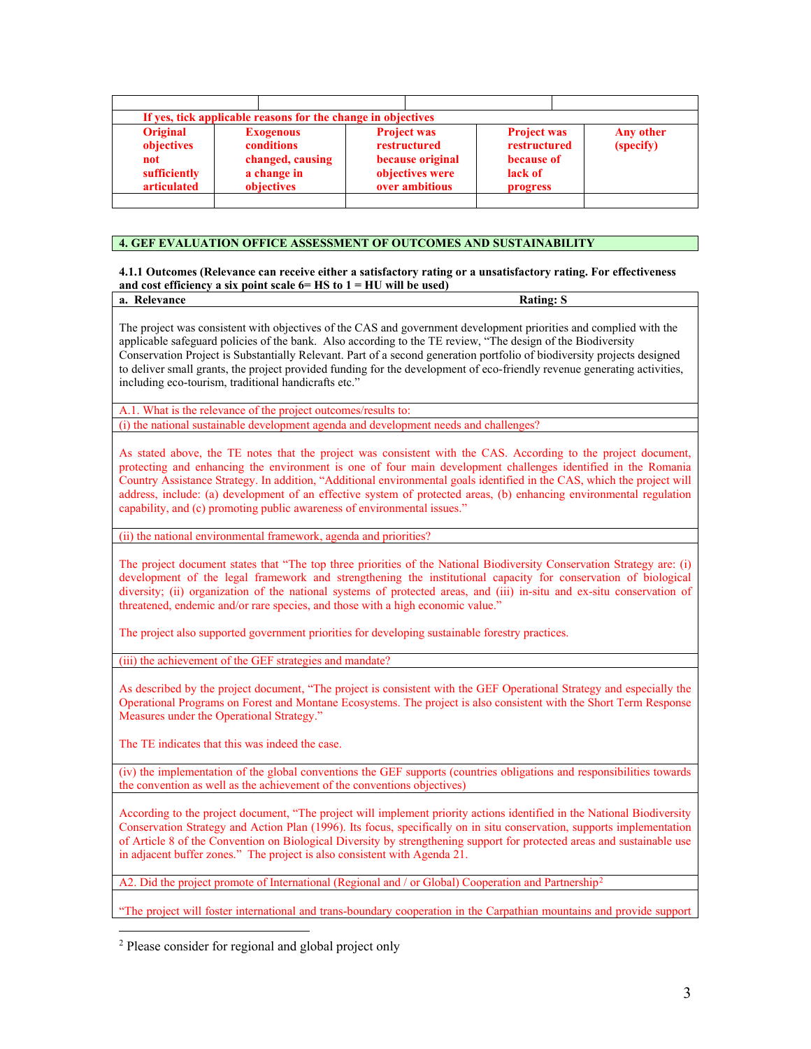| | | | |
|---|---|---|---|
| | | | |

| If yes, tick applicable reasons for the change in objectives | | | | |
|---|---|---|---|---|
| **Original objectives not sufficiently articulated** | **Exogenous conditions changed, causing a change in objectives** | **Project was restructured because original objectives were over ambitious** | **Project was restructured because of lack of progress** | **Any other (specify)** |
| | | | | |

## 4. GEF EVALUATION OFFICE ASSESSMENT OF OUTCOMES AND SUSTAINABILITY

**4.1.1 Outcomes (Relevance can receive either a satisfactory rating or a unsatisfactory rating. For effectiveness and cost efficiency a six point scale 6= HS to 1 = HU will be used)**

**a. Relevance** **Rating: S**

The project was consistent with objectives of the CAS and government development priorities and complied with the applicable safeguard policies of the bank. Also according to the TE review, "The design of the Biodiversity Conservation Project is Substantially Relevant. Part of a second generation portfolio of biodiversity projects designed to deliver small grants, the project provided funding for the development of eco-friendly revenue generating activities, including eco-tourism, traditional handicrafts etc."

A.1. What is the relevance of the project outcomes/results to:

(i) the national sustainable development agenda and development needs and challenges?

As stated above, the TE notes that the project was consistent with the CAS. According to the project document, protecting and enhancing the environment is one of four main development challenges identified in the Romania Country Assistance Strategy. In addition, "Additional environmental goals identified in the CAS, which the project will address, include: (a) development of an effective system of protected areas, (b) enhancing environmental regulation capability, and (c) promoting public awareness of environmental issues."

(ii) the national environmental framework, agenda and priorities?

The project document states that "The top three priorities of the National Biodiversity Conservation Strategy are: (i) development of the legal framework and strengthening the institutional capacity for conservation of biological diversity; (ii) organization of the national systems of protected areas, and (iii) in-situ and ex-situ conservation of threatened, endemic and/or rare species, and those with a high economic value."

The project also supported government priorities for developing sustainable forestry practices.

(iii) the achievement of the GEF strategies and mandate?

As described by the project document, "The project is consistent with the GEF Operational Strategy and especially the Operational Programs on Forest and Montane Ecosystems. The project is also consistent with the Short Term Response Measures under the Operational Strategy."

The TE indicates that this was indeed the case.

(iv) the implementation of the global conventions the GEF supports (countries obligations and responsibilities towards the convention as well as the achievement of the conventions objectives)

According to the project document, "The project will implement priority actions identified in the National Biodiversity Conservation Strategy and Action Plan (1996). Its focus, specifically on in situ conservation, supports implementation of Article 8 of the Convention on Biological Diversity by strengthening support for protected areas and sustainable use in adjacent buffer zones." The project is also consistent with Agenda 21.

A2. Did the project promote of International (Regional and / or Global) Cooperation and Partnership[2]

"The project will foster international and trans-boundary cooperation in the Carpathian mountains and provide support

[2] Please consider for regional and global project only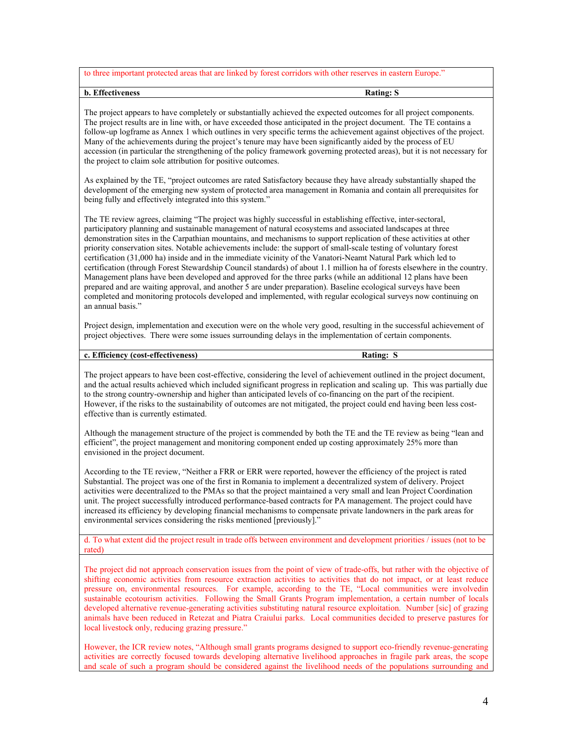to three important protected areas that are linked by forest corridors with other reserves in eastern Europe."

**b. Effectiveness** **Rating: S**

The project appears to have completely or substantially achieved the expected outcomes for all project components. The project results are in line with, or have exceeded those anticipated in the project document. The TE contains a follow-up logframe as Annex 1 which outlines in very specific terms the achievement against objectives of the project. Many of the achievements during the project's tenure may have been significantly aided by the process of EU accession (in particular the strengthening of the policy framework governing protected areas), but it is not necessary for the project to claim sole attribution for positive outcomes.

As explained by the TE, "project outcomes are rated Satisfactory because they have already substantially shaped the development of the emerging new system of protected area management in Romania and contain all prerequisites for being fully and effectively integrated into this system."

The TE review agrees, claiming "The project was highly successful in establishing effective, inter-sectoral, participatory planning and sustainable management of natural ecosystems and associated landscapes at three demonstration sites in the Carpathian mountains, and mechanisms to support replication of these activities at other priority conservation sites. Notable achievements include: the support of small-scale testing of voluntary forest certification (31,000 ha) inside and in the immediate vicinity of the Vanatori-Neamt Natural Park which led to certification (through Forest Stewardship Council standards) of about 1.1 million ha of forests elsewhere in the country. Management plans have been developed and approved for the three parks (while an additional 12 plans have been prepared and are waiting approval, and another 5 are under preparation). Baseline ecological surveys have been completed and monitoring protocols developed and implemented, with regular ecological surveys now continuing on an annual basis."

Project design, implementation and execution were on the whole very good, resulting in the successful achievement of project objectives. There were some issues surrounding delays in the implementation of certain components.

**c. Efficiency (cost-effectiveness)** **Rating: S**

The project appears to have been cost-effective, considering the level of achievement outlined in the project document, and the actual results achieved which included significant progress in replication and scaling up. This was partially due to the strong country-ownership and higher than anticipated levels of co-financing on the part of the recipient. However, if the risks to the sustainability of outcomes are not mitigated, the project could end having been less cost-effective than is currently estimated.

Although the management structure of the project is commended by both the TE and the TE review as being "lean and efficient", the project management and monitoring component ended up costing approximately 25% more than envisioned in the project document.

According to the TE review, "Neither a FRR or ERR were reported, however the efficiency of the project is rated Substantial. The project was one of the first in Romania to implement a decentralized system of delivery. Project activities were decentralized to the PMAs so that the project maintained a very small and lean Project Coordination unit. The project successfully introduced performance-based contracts for PA management. The project could have increased its efficiency by developing financial mechanisms to compensate private landowners in the park areas for environmental services considering the risks mentioned [previously]."

d. To what extent did the project result in trade offs between environment and development priorities / issues (not to be rated)

The project did not approach conservation issues from the point of view of trade-offs, but rather with the objective of shifting economic activities from resource extraction activities to activities that do not impact, or at least reduce pressure on, environmental resources. For example, according to the TE, "Local communities were involvedin sustainable ecotourism activities. Following the Small Grants Program implementation, a certain number of locals developed alternative revenue-generating activities substituting natural resource exploitation. Number [sic] of grazing animals have been reduced in Retezat and Piatra Craiului parks. Local communities decided to preserve pastures for local livestock only, reducing grazing pressure."

However, the ICR review notes, "Although small grants programs designed to support eco-friendly revenue-generating activities are correctly focused towards developing alternative livelihood approaches in fragile park areas, the scope and scale of such a program should be considered against the livelihood needs of the populations surrounding and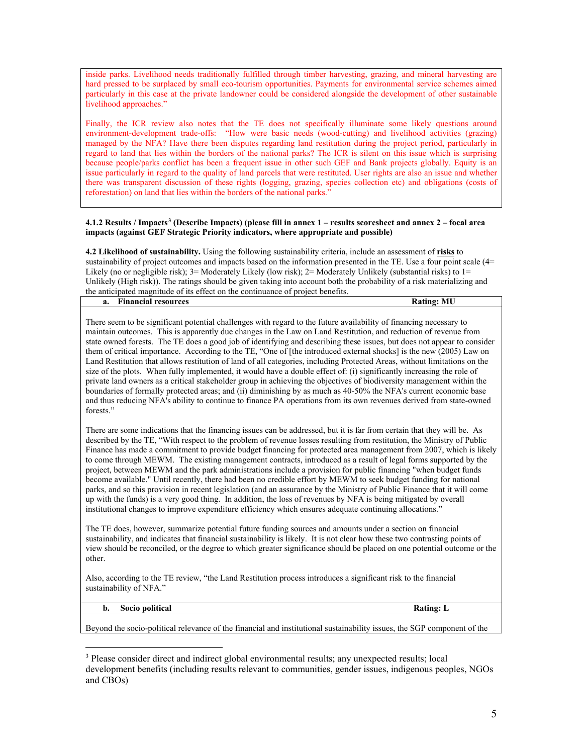inside parks. Livelihood needs traditionally fulfilled through timber harvesting, grazing, and mineral harvesting are hard pressed to be surplaced by small eco-tourism opportunities. Payments for environmental service schemes aimed particularly in this case at the private landowner could be considered alongside the development of other sustainable livelihood approaches."

Finally, the ICR review also notes that the TE does not specifically illuminate some likely questions around environment-development trade-offs: "How were basic needs (wood-cutting) and livelihood activities (grazing) managed by the NFA? Have there been disputes regarding land restitution during the project period, particularly in regard to land that lies within the borders of the national parks? The ICR is silent on this issue which is surprising because people/parks conflict has been a frequent issue in other such GEF and Bank projects globally. Equity is an issue particularly in regard to the quality of land parcels that were restituted. User rights are also an issue and whether there was transparent discussion of these rights (logging, grazing, species collection etc) and obligations (costs of reforestation) on land that lies within the borders of the national parks."

**4.1.2 Results / Impacts[3] (Describe Impacts) (please fill in annex 1 – results scoresheet and annex 2 – focal area impacts (against GEF Strategic Priority indicators, where appropriate and possible)**

**4.2 Likelihood of sustainability.** Using the following sustainability criteria, include an assessment of **risks** to sustainability of project outcomes and impacts based on the information presented in the TE. Use a four point scale (4= Likely (no or negligible risk); 3= Moderately Likely (low risk); 2= Moderately Unlikely (substantial risks) to 1= Unlikely (High risk)). The ratings should be given taking into account both the probability of a risk materializing and the anticipated magnitude of its effect on the continuance of project benefits.

**a. Financial resources** **Rating: MU**

There seem to be significant potential challenges with regard to the future availability of financing necessary to maintain outcomes. This is apparently due changes in the Law on Land Restitution, and reduction of revenue from state owned forests. The TE does a good job of identifying and describing these issues, but does not appear to consider them of critical importance. According to the TE, "One of [the introduced external shocks] is the new (2005) Law on Land Restitution that allows restitution of land of all categories, including Protected Areas, without limitations on the size of the plots. When fully implemented, it would have a double effect of: (i) significantly increasing the role of private land owners as a critical stakeholder group in achieving the objectives of biodiversity management within the boundaries of formally protected areas; and (ii) diminishing by as much as 40-50% the NFA's current economic base and thus reducing NFA's ability to continue to finance PA operations from its own revenues derived from state-owned forests."

There are some indications that the financing issues can be addressed, but it is far from certain that they will be. As described by the TE, "With respect to the problem of revenue losses resulting from restitution, the Ministry of Public Finance has made a commitment to provide budget financing for protected area management from 2007, which is likely to come through MEWM. The existing management contracts, introduced as a result of legal forms supported by the project, between MEWM and the park administrations include a provision for public financing "when budget funds become available." Until recently, there had been no credible effort by MEWM to seek budget funding for national parks, and so this provision in recent legislation (and an assurance by the Ministry of Public Finance that it will come up with the funds) is a very good thing. In addition, the loss of revenues by NFA is being mitigated by overall institutional changes to improve expenditure efficiency which ensures adequate continuing allocations."

The TE does, however, summarize potential future funding sources and amounts under a section on financial sustainability, and indicates that financial sustainability is likely. It is not clear how these two contrasting points of view should be reconciled, or the degree to which greater significance should be placed on one potential outcome or the other.

Also, according to the TE review, "the Land Restitution process introduces a significant risk to the financial sustainability of NFA."

**b. Socio political** **Rating: L**

Beyond the socio-political relevance of the financial and institutional sustainability issues, the SGP component of the

[3] Please consider direct and indirect global environmental results; any unexpected results; local development benefits (including results relevant to communities, gender issues, indigenous peoples, NGOs and CBOs)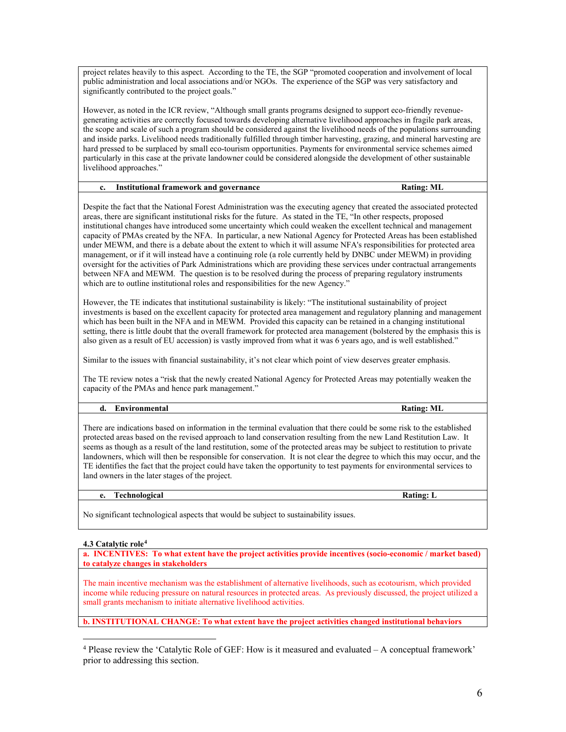project relates heavily to this aspect. According to the TE, the SGP "promoted cooperation and involvement of local public administration and local associations and/or NGOs. The experience of the SGP was very satisfactory and significantly contributed to the project goals."

However, as noted in the ICR review, "Although small grants programs designed to support eco-friendly revenue-generating activities are correctly focused towards developing alternative livelihood approaches in fragile park areas, the scope and scale of such a program should be considered against the livelihood needs of the populations surrounding and inside parks. Livelihood needs traditionally fulfilled through timber harvesting, grazing, and mineral harvesting are hard pressed to be surplaced by small eco-tourism opportunities. Payments for environmental service schemes aimed particularly in this case at the private landowner could be considered alongside the development of other sustainable livelihood approaches."

**c. Institutional framework and governance** — **Rating: ML**

Despite the fact that the National Forest Administration was the executing agency that created the associated protected areas, there are significant institutional risks for the future. As stated in the TE, "In other respects, proposed institutional changes have introduced some uncertainty which could weaken the excellent technical and management capacity of PMAs created by the NFA. In particular, a new National Agency for Protected Areas has been established under MEWM, and there is a debate about the extent to which it will assume NFA's responsibilities for protected area management, or if it will instead have a continuing role (a role currently held by DNBC under MEWM) in providing oversight for the activities of Park Administrations which are providing these services under contractual arrangements between NFA and MEWM. The question is to be resolved during the process of preparing regulatory instruments which are to outline institutional roles and responsibilities for the new Agency."

However, the TE indicates that institutional sustainability is likely: "The institutional sustainability of project investments is based on the excellent capacity for protected area management and regulatory planning and management which has been built in the NFA and in MEWM. Provided this capacity can be retained in a changing institutional setting, there is little doubt that the overall framework for protected area management (bolstered by the emphasis this is also given as a result of EU accession) is vastly improved from what it was 6 years ago, and is well established."

Similar to the issues with financial sustainability, it's not clear which point of view deserves greater emphasis.

The TE review notes a "risk that the newly created National Agency for Protected Areas may potentially weaken the capacity of the PMAs and hence park management."

**d. Environmental** — **Rating: ML**

There are indications based on information in the terminal evaluation that there could be some risk to the established protected areas based on the revised approach to land conservation resulting from the new Land Restitution Law. It seems as though as a result of the land restitution, some of the protected areas may be subject to restitution to private landowners, which will then be responsible for conservation. It is not clear the degree to which this may occur, and the TE identifies the fact that the project could have taken the opportunity to test payments for environmental services to land owners in the later stages of the project.

**e. Technological** — **Rating: L**

No significant technological aspects that would be subject to sustainability issues.

**4.3 Catalytic role**[4]

**a. INCENTIVES: To what extent have the project activities provide incentives (socio-economic / market based) to catalyze changes in stakeholders**

The main incentive mechanism was the establishment of alternative livelihoods, such as ecotourism, which provided income while reducing pressure on natural resources in protected areas. As previously discussed, the project utilized a small grants mechanism to initiate alternative livelihood activities.

**b. INSTITUTIONAL CHANGE: To what extent have the project activities changed institutional behaviors**

[4] Please review the 'Catalytic Role of GEF: How is it measured and evaluated – A conceptual framework' prior to addressing this section.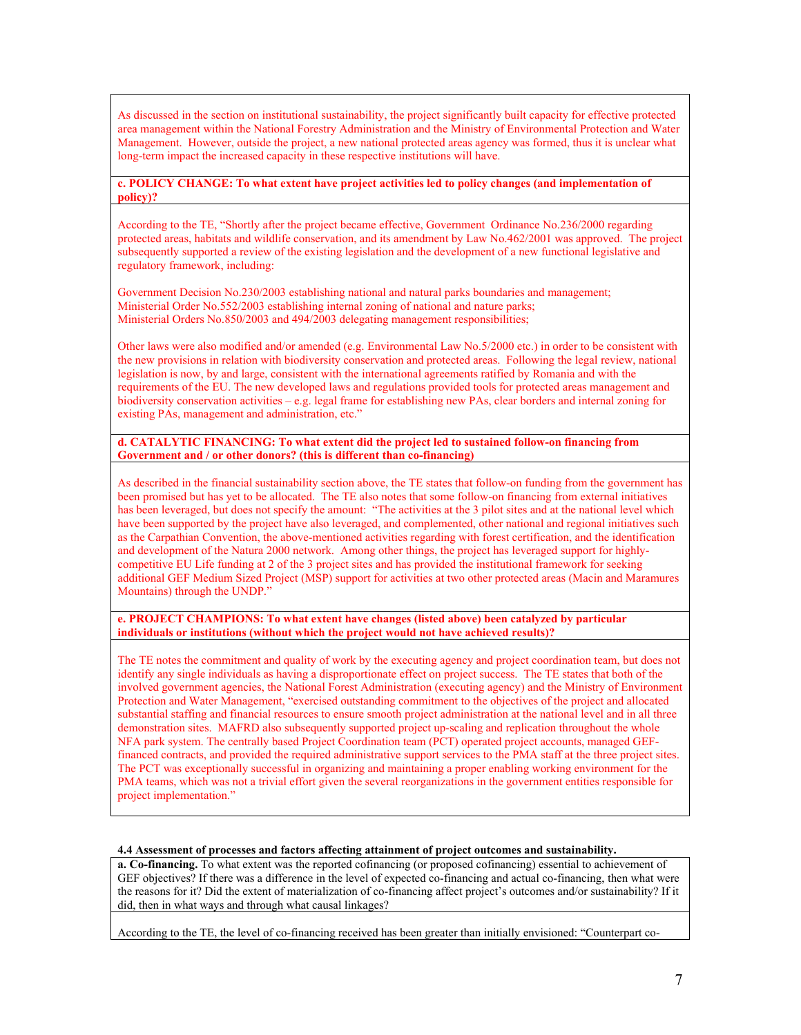As discussed in the section on institutional sustainability, the project significantly built capacity for effective protected area management within the National Forestry Administration and the Ministry of Environmental Protection and Water Management. However, outside the project, a new national protected areas agency was formed, thus it is unclear what long-term impact the increased capacity in these respective institutions will have.

**c. POLICY CHANGE: To what extent have project activities led to policy changes (and implementation of policy)?**

According to the TE, "Shortly after the project became effective, Government Ordinance No.236/2000 regarding protected areas, habitats and wildlife conservation, and its amendment by Law No.462/2001 was approved. The project subsequently supported a review of the existing legislation and the development of a new functional legislative and regulatory framework, including:

Government Decision No.230/2003 establishing national and natural parks boundaries and management;
Ministerial Order No.552/2003 establishing internal zoning of national and nature parks;
Ministerial Orders No.850/2003 and 494/2003 delegating management responsibilities;

Other laws were also modified and/or amended (e.g. Environmental Law No.5/2000 etc.) in order to be consistent with the new provisions in relation with biodiversity conservation and protected areas. Following the legal review, national legislation is now, by and large, consistent with the international agreements ratified by Romania and with the requirements of the EU. The new developed laws and regulations provided tools for protected areas management and biodiversity conservation activities – e.g. legal frame for establishing new PAs, clear borders and internal zoning for existing PAs, management and administration, etc."

**d. CATALYTIC FINANCING: To what extent did the project led to sustained follow-on financing from Government and / or other donors? (this is different than co-financing)**

As described in the financial sustainability section above, the TE states that follow-on funding from the government has been promised but has yet to be allocated. The TE also notes that some follow-on financing from external initiatives has been leveraged, but does not specify the amount: "The activities at the 3 pilot sites and at the national level which have been supported by the project have also leveraged, and complemented, other national and regional initiatives such as the Carpathian Convention, the above-mentioned activities regarding with forest certification, and the identification and development of the Natura 2000 network. Among other things, the project has leveraged support for highly-competitive EU Life funding at 2 of the 3 project sites and has provided the institutional framework for seeking additional GEF Medium Sized Project (MSP) support for activities at two other protected areas (Macin and Maramures Mountains) through the UNDP."

**e. PROJECT CHAMPIONS: To what extent have changes (listed above) been catalyzed by particular individuals or institutions (without which the project would not have achieved results)?**

The TE notes the commitment and quality of work by the executing agency and project coordination team, but does not identify any single individuals as having a disproportionate effect on project success. The TE states that both of the involved government agencies, the National Forest Administration (executing agency) and the Ministry of Environment Protection and Water Management, "exercised outstanding commitment to the objectives of the project and allocated substantial staffing and financial resources to ensure smooth project administration at the national level and in all three demonstration sites. MAFRD also subsequently supported project up-scaling and replication throughout the whole NFA park system. The centrally based Project Coordination team (PCT) operated project accounts, managed GEF-financed contracts, and provided the required administrative support services to the PMA staff at the three project sites. The PCT was exceptionally successful in organizing and maintaining a proper enabling working environment for the PMA teams, which was not a trivial effort given the several reorganizations in the government entities responsible for project implementation."

**4.4 Assessment of processes and factors affecting attainment of project outcomes and sustainability.**

**a. Co-financing.** To what extent was the reported cofinancing (or proposed cofinancing) essential to achievement of GEF objectives? If there was a difference in the level of expected co-financing and actual co-financing, then what were the reasons for it? Did the extent of materialization of co-financing affect project's outcomes and/or sustainability? If it did, then in what ways and through what causal linkages?

According to the TE, the level of co-financing received has been greater than initially envisioned: "Counterpart co-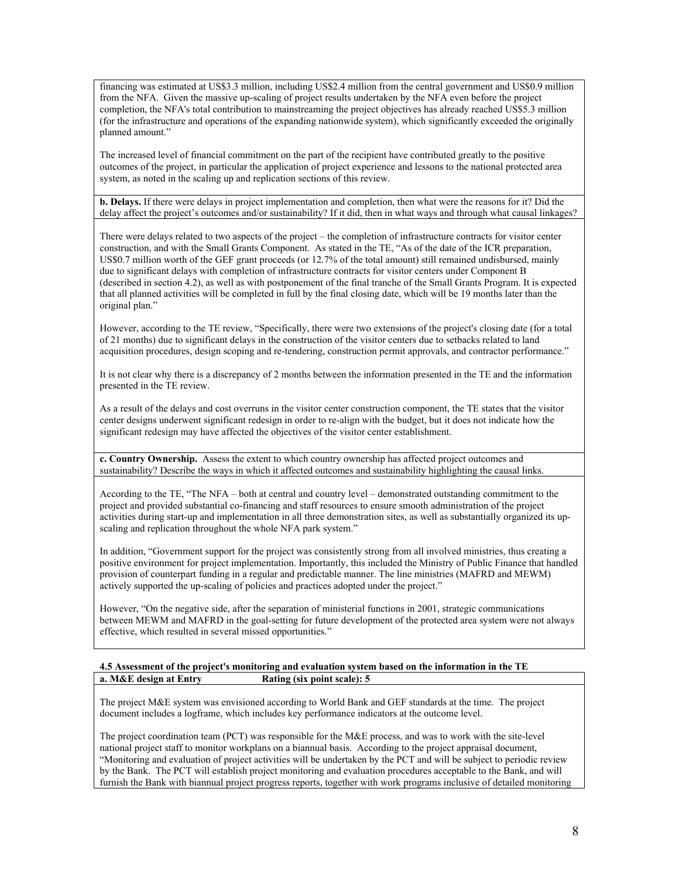financing was estimated at US$3.3 million, including US$2.4 million from the central government and US$0.9 million from the NFA. Given the massive up-scaling of project results undertaken by the NFA even before the project completion, the NFA's total contribution to mainstreaming the project objectives has already reached US$5.3 million (for the infrastructure and operations of the expanding nationwide system), which significantly exceeded the originally planned amount."

The increased level of financial commitment on the part of the recipient have contributed greatly to the positive outcomes of the project, in particular the application of project experience and lessons to the national protected area system, as noted in the scaling up and replication sections of this review.

**b. Delays.** If there were delays in project implementation and completion, then what were the reasons for it? Did the delay affect the project's outcomes and/or sustainability? If it did, then in what ways and through what causal linkages?

There were delays related to two aspects of the project – the completion of infrastructure contracts for visitor center construction, and with the Small Grants Component. As stated in the TE, "As of the date of the ICR preparation, US$0.7 million worth of the GEF grant proceeds (or 12.7% of the total amount) still remained undisbursed, mainly due to significant delays with completion of infrastructure contracts for visitor centers under Component B (described in section 4.2), as well as with postponement of the final tranche of the Small Grants Program. It is expected that all planned activities will be completed in full by the final closing date, which will be 19 months later than the original plan."

However, according to the TE review, "Specifically, there were two extensions of the project's closing date (for a total of 21 months) due to significant delays in the construction of the visitor centers due to setbacks related to land acquisition procedures, design scoping and re-tendering, construction permit approvals, and contractor performance."

It is not clear why there is a discrepancy of 2 months between the information presented in the TE and the information presented in the TE review.

As a result of the delays and cost overruns in the visitor center construction component, the TE states that the visitor center designs underwent significant redesign in order to re-align with the budget, but it does not indicate how the significant redesign may have affected the objectives of the visitor center establishment.

**c. Country Ownership.** Assess the extent to which country ownership has affected project outcomes and sustainability? Describe the ways in which it affected outcomes and sustainability highlighting the causal links.

According to the TE, "The NFA – both at central and country level – demonstrated outstanding commitment to the project and provided substantial co-financing and staff resources to ensure smooth administration of the project activities during start-up and implementation in all three demonstration sites, as well as substantially organized its up-scaling and replication throughout the whole NFA park system."

In addition, "Government support for the project was consistently strong from all involved ministries, thus creating a positive environment for project implementation. Importantly, this included the Ministry of Public Finance that handled provision of counterpart funding in a regular and predictable manner. The line ministries (MAFRD and MEWM) actively supported the up-scaling of policies and practices adopted under the project."

However, "On the negative side, after the separation of ministerial functions in 2001, strategic communications between MEWM and MAFRD in the goal-setting for future development of the protected area system were not always effective, which resulted in several missed opportunities."

### 4.5 Assessment of the project's monitoring and evaluation system based on the information in the TE

**a. M&E design at Entry** **Rating (six point scale): 5**

The project M&E system was envisioned according to World Bank and GEF standards at the time. The project document includes a logframe, which includes key performance indicators at the outcome level.

The project coordination team (PCT) was responsible for the M&E process, and was to work with the site-level national project staff to monitor workplans on a biannual basis. According to the project appraisal document, "Monitoring and evaluation of project activities will be undertaken by the PCT and will be subject to periodic review by the Bank. The PCT will establish project monitoring and evaluation procedures acceptable to the Bank, and will furnish the Bank with biannual project progress reports, together with work programs inclusive of detailed monitoring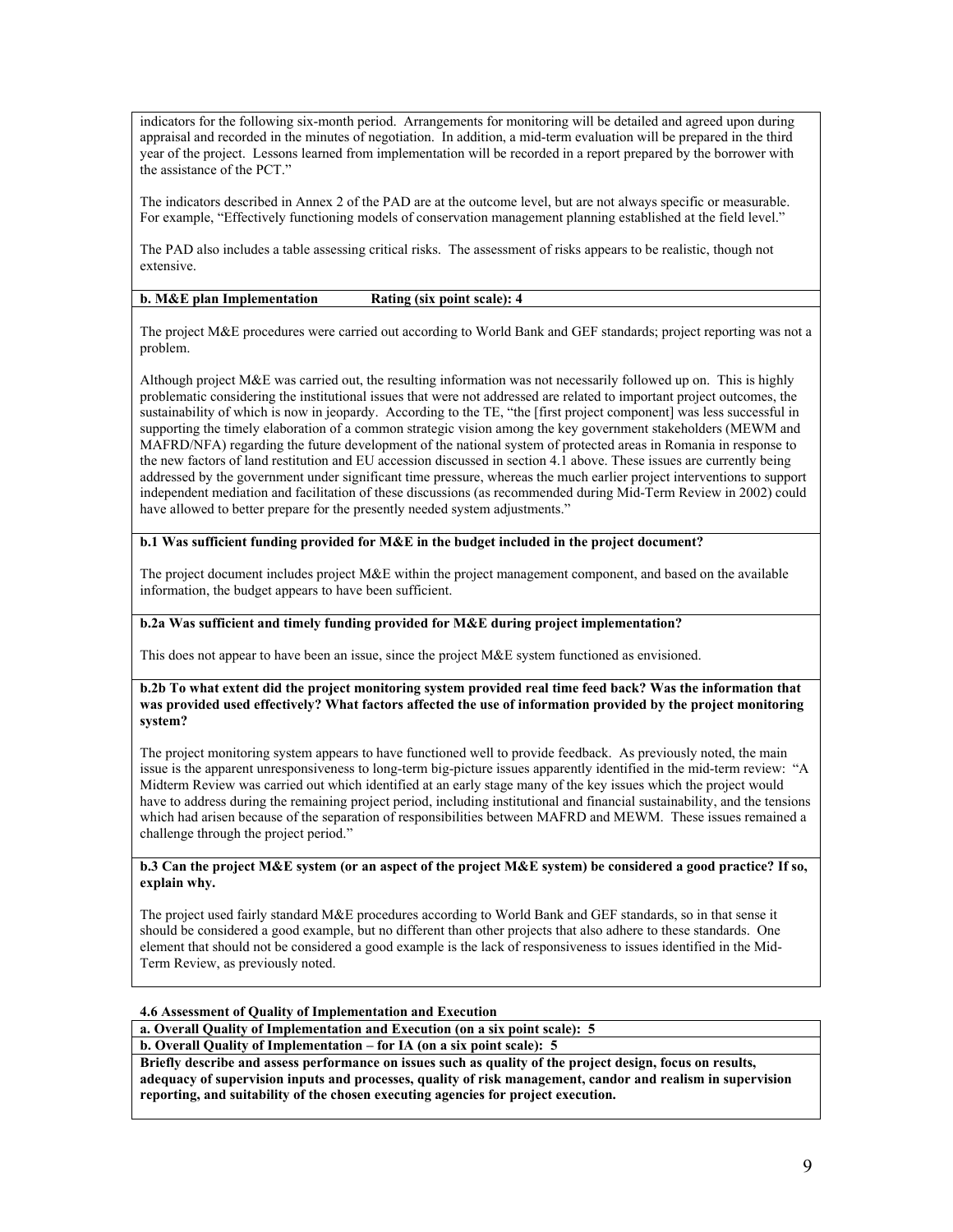indicators for the following six-month period. Arrangements for monitoring will be detailed and agreed upon during appraisal and recorded in the minutes of negotiation. In addition, a mid-term evaluation will be prepared in the third year of the project. Lessons learned from implementation will be recorded in a report prepared by the borrower with the assistance of the PCT."

The indicators described in Annex 2 of the PAD are at the outcome level, but are not always specific or measurable. For example, "Effectively functioning models of conservation management planning established at the field level."

The PAD also includes a table assessing critical risks. The assessment of risks appears to be realistic, though not extensive.

**b. M&E plan Implementation Rating (six point scale): 4**

The project M&E procedures were carried out according to World Bank and GEF standards; project reporting was not a problem.

Although project M&E was carried out, the resulting information was not necessarily followed up on. This is highly problematic considering the institutional issues that were not addressed are related to important project outcomes, the sustainability of which is now in jeopardy. According to the TE, "the [first project component] was less successful in supporting the timely elaboration of a common strategic vision among the key government stakeholders (MEWM and MAFRD/NFA) regarding the future development of the national system of protected areas in Romania in response to the new factors of land restitution and EU accession discussed in section 4.1 above. These issues are currently being addressed by the government under significant time pressure, whereas the much earlier project interventions to support independent mediation and facilitation of these discussions (as recommended during Mid-Term Review in 2002) could have allowed to better prepare for the presently needed system adjustments."

**b.1 Was sufficient funding provided for M&E in the budget included in the project document?**

The project document includes project M&E within the project management component, and based on the available information, the budget appears to have been sufficient.

**b.2a Was sufficient and timely funding provided for M&E during project implementation?**

This does not appear to have been an issue, since the project M&E system functioned as envisioned.

**b.2b To what extent did the project monitoring system provided real time feed back? Was the information that was provided used effectively? What factors affected the use of information provided by the project monitoring system?**

The project monitoring system appears to have functioned well to provide feedback. As previously noted, the main issue is the apparent unresponsiveness to long-term big-picture issues apparently identified in the mid-term review: "A Midterm Review was carried out which identified at an early stage many of the key issues which the project would have to address during the remaining project period, including institutional and financial sustainability, and the tensions which had arisen because of the separation of responsibilities between MAFRD and MEWM. These issues remained a challenge through the project period."

**b.3 Can the project M&E system (or an aspect of the project M&E system) be considered a good practice? If so, explain why.**

The project used fairly standard M&E procedures according to World Bank and GEF standards, so in that sense it should be considered a good example, but no different than other projects that also adhere to these standards. One element that should not be considered a good example is the lack of responsiveness to issues identified in the Mid-Term Review, as previously noted.

**4.6 Assessment of Quality of Implementation and Execution**

**a. Overall Quality of Implementation and Execution (on a six point scale): 5**

**b. Overall Quality of Implementation – for IA (on a six point scale): 5**

**Briefly describe and assess performance on issues such as quality of the project design, focus on results, adequacy of supervision inputs and processes, quality of risk management, candor and realism in supervision reporting, and suitability of the chosen executing agencies for project execution.**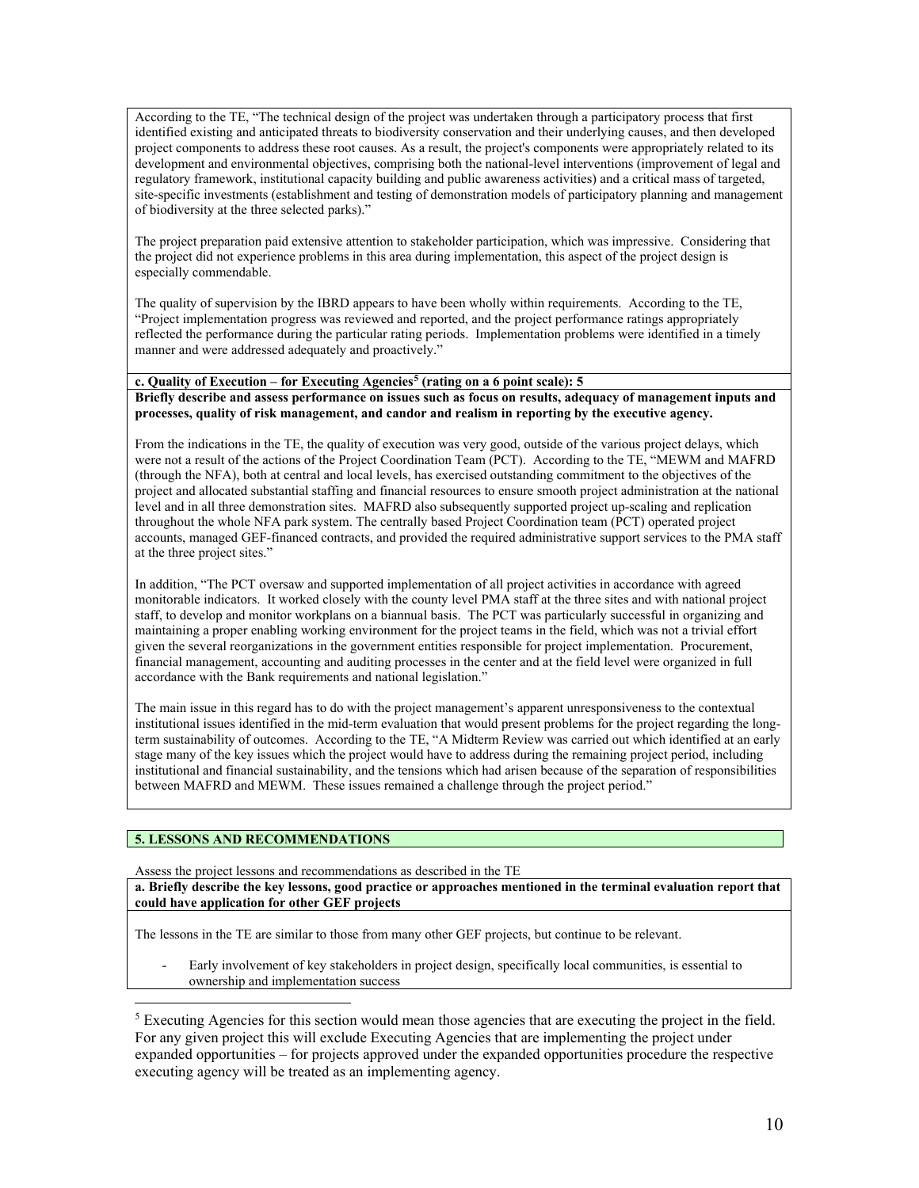According to the TE, "The technical design of the project was undertaken through a participatory process that first identified existing and anticipated threats to biodiversity conservation and their underlying causes, and then developed project components to address these root causes. As a result, the project's components were appropriately related to its development and environmental objectives, comprising both the national-level interventions (improvement of legal and regulatory framework, institutional capacity building and public awareness activities) and a critical mass of targeted, site-specific investments (establishment and testing of demonstration models of participatory planning and management of biodiversity at the three selected parks)."

The project preparation paid extensive attention to stakeholder participation, which was impressive. Considering that the project did not experience problems in this area during implementation, this aspect of the project design is especially commendable.

The quality of supervision by the IBRD appears to have been wholly within requirements. According to the TE, "Project implementation progress was reviewed and reported, and the project performance ratings appropriately reflected the performance during the particular rating periods. Implementation problems were identified in a timely manner and were addressed adequately and proactively."

**c. Quality of Execution – for Executing Agencies[5] (rating on a 6 point scale): 5**

**Briefly describe and assess performance on issues such as focus on results, adequacy of management inputs and processes, quality of risk management, and candor and realism in reporting by the executive agency.**

From the indications in the TE, the quality of execution was very good, outside of the various project delays, which were not a result of the actions of the Project Coordination Team (PCT). According to the TE, "MEWM and MAFRD (through the NFA), both at central and local levels, has exercised outstanding commitment to the objectives of the project and allocated substantial staffing and financial resources to ensure smooth project administration at the national level and in all three demonstration sites. MAFRD also subsequently supported project up-scaling and replication throughout the whole NFA park system. The centrally based Project Coordination team (PCT) operated project accounts, managed GEF-financed contracts, and provided the required administrative support services to the PMA staff at the three project sites."

In addition, "The PCT oversaw and supported implementation of all project activities in accordance with agreed monitorable indicators. It worked closely with the county level PMA staff at the three sites and with national project staff, to develop and monitor workplans on a biannual basis. The PCT was particularly successful in organizing and maintaining a proper enabling working environment for the project teams in the field, which was not a trivial effort given the several reorganizations in the government entities responsible for project implementation. Procurement, financial management, accounting and auditing processes in the center and at the field level were organized in full accordance with the Bank requirements and national legislation."

The main issue in this regard has to do with the project management's apparent unresponsiveness to the contextual institutional issues identified in the mid-term evaluation that would present problems for the project regarding the long-term sustainability of outcomes. According to the TE, "A Midterm Review was carried out which identified at an early stage many of the key issues which the project would have to address during the remaining project period, including institutional and financial sustainability, and the tensions which had arisen because of the separation of responsibilities between MAFRD and MEWM. These issues remained a challenge through the project period."

## 5. LESSONS AND RECOMMENDATIONS

Assess the project lessons and recommendations as described in the TE

**a. Briefly describe the key lessons, good practice or approaches mentioned in the terminal evaluation report that could have application for other GEF projects**

The lessons in the TE are similar to those from many other GEF projects, but continue to be relevant.

- Early involvement of key stakeholders in project design, specifically local communities, is essential to ownership and implementation success

[5] Executing Agencies for this section would mean those agencies that are executing the project in the field. For any given project this will exclude Executing Agencies that are implementing the project under expanded opportunities – for projects approved under the expanded opportunities procedure the respective executing agency will be treated as an implementing agency.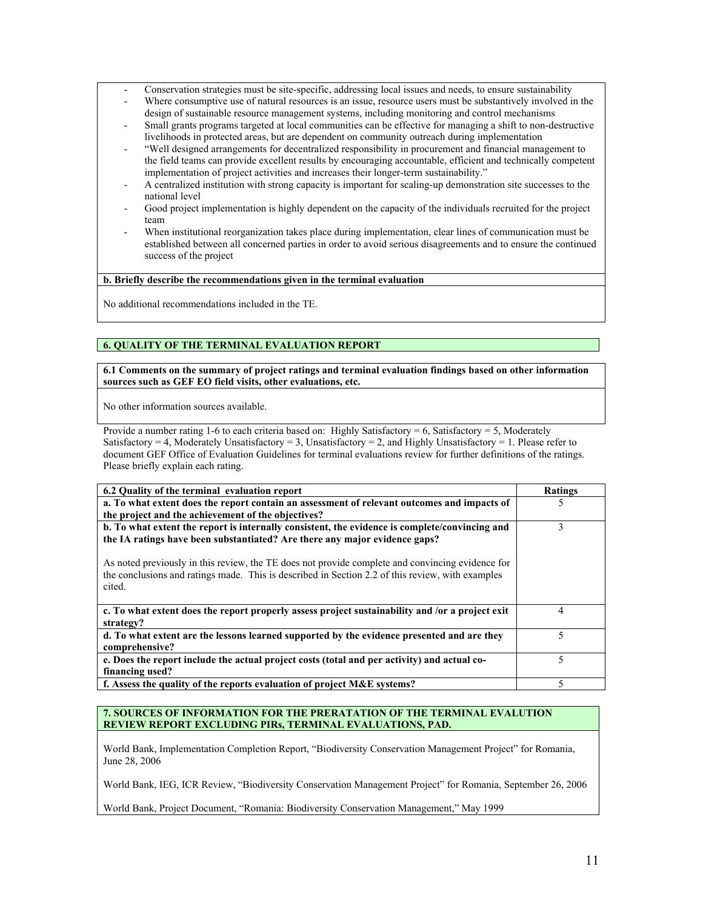- Conservation strategies must be site-specific, addressing local issues and needs, to ensure sustainability
- Where consumptive use of natural resources is an issue, resource users must be substantively involved in the design of sustainable resource management systems, including monitoring and control mechanisms
- Small grants programs targeted at local communities can be effective for managing a shift to non-destructive livelihoods in protected areas, but are dependent on community outreach during implementation
- "Well designed arrangements for decentralized responsibility in procurement and financial management to the field teams can provide excellent results by encouraging accountable, efficient and technically competent implementation of project activities and increases their longer-term sustainability."
- A centralized institution with strong capacity is important for scaling-up demonstration site successes to the national level
- Good project implementation is highly dependent on the capacity of the individuals recruited for the project team
- When institutional reorganization takes place during implementation, clear lines of communication must be established between all concerned parties in order to avoid serious disagreements and to ensure the continued success of the project

**b. Briefly describe the recommendations given in the terminal evaluation**

No additional recommendations included in the TE.

## 6. QUALITY OF THE TERMINAL EVALUATION REPORT

**6.1 Comments on the summary of project ratings and terminal evaluation findings based on other information sources such as GEF EO field visits, other evaluations, etc.**

No other information sources available.

Provide a number rating 1-6 to each criteria based on: Highly Satisfactory = 6, Satisfactory = 5, Moderately Satisfactory = 4, Moderately Unsatisfactory = 3, Unsatisfactory = 2, and Highly Unsatisfactory = 1. Please refer to document GEF Office of Evaluation Guidelines for terminal evaluations review for further definitions of the ratings. Please briefly explain each rating.

| 6.2 Quality of the terminal evaluation report | Ratings |
|---|---|
| **a. To what extent does the report contain an assessment of relevant outcomes and impacts of the project and the achievement of the objectives?** | 5 |
| **b. To what extent the report is internally consistent, the evidence is complete/convincing and the IA ratings have been substantiated? Are there any major evidence gaps?**<br><br>As noted previously in this review, the TE does not provide complete and convincing evidence for the conclusions and ratings made. This is described in Section 2.2 of this review, with examples cited. | 3 |
| **c. To what extent does the report properly assess project sustainability and /or a project exit strategy?** | 4 |
| **d. To what extent are the lessons learned supported by the evidence presented and are they comprehensive?** | 5 |
| **e. Does the report include the actual project costs (total and per activity) and actual co-financing used?** | 5 |
| **f. Assess the quality of the reports evaluation of project M&E systems?** | 5 |

## 7. SOURCES OF INFORMATION FOR THE PRERATATION OF THE TERMINAL EVALUTION REVIEW REPORT EXCLUDING PIRs, TERMINAL EVALUATIONS, PAD.

World Bank, Implementation Completion Report, "Biodiversity Conservation Management Project" for Romania, June 28, 2006

World Bank, IEG, ICR Review, "Biodiversity Conservation Management Project" for Romania, September 26, 2006

World Bank, Project Document, "Romania: Biodiversity Conservation Management," May 1999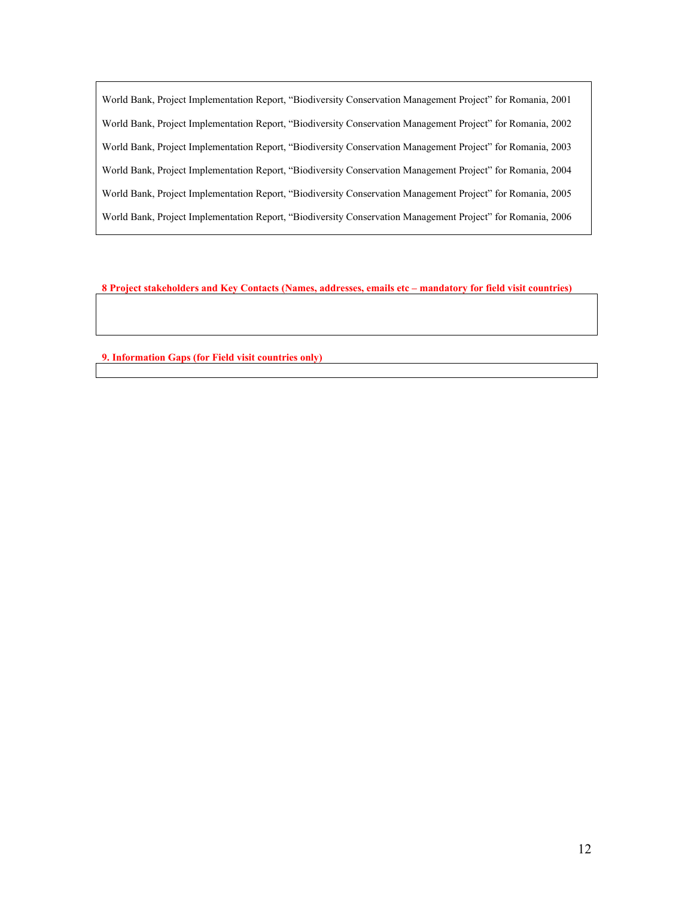World Bank, Project Implementation Report, "Biodiversity Conservation Management Project" for Romania, 2001

World Bank, Project Implementation Report, "Biodiversity Conservation Management Project" for Romania, 2002

World Bank, Project Implementation Report, "Biodiversity Conservation Management Project" for Romania, 2003

World Bank, Project Implementation Report, "Biodiversity Conservation Management Project" for Romania, 2004

World Bank, Project Implementation Report, "Biodiversity Conservation Management Project" for Romania, 2005

World Bank, Project Implementation Report, "Biodiversity Conservation Management Project" for Romania, 2006

**8 Project stakeholders and Key Contacts (Names, addresses, emails etc – mandatory for field visit countries)**

**9. Information Gaps (for Field visit countries only)**